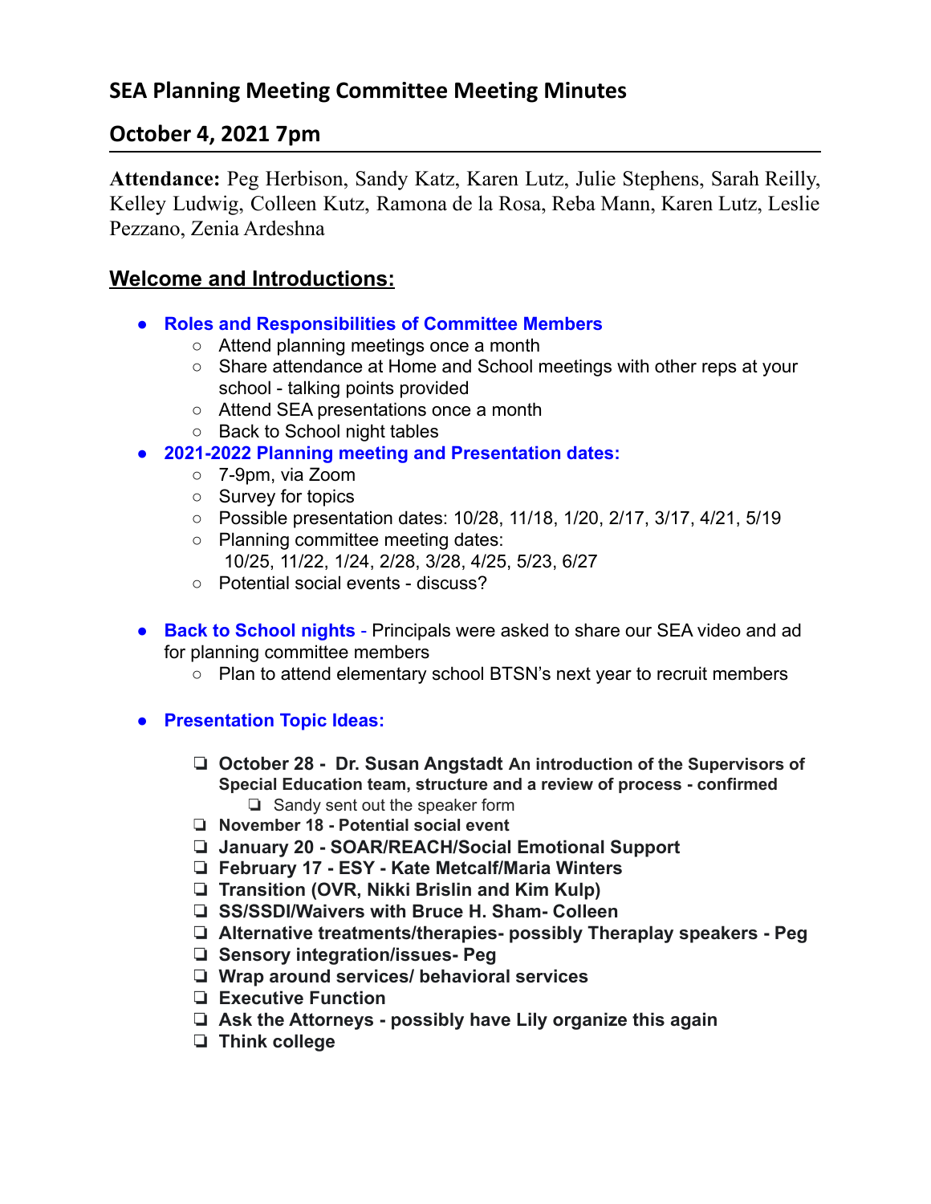## SEA Planning Meeting Committee Meeting Minutes

## October 4, 2021 7pm

**Attendance:** Peg Herbison, Sandy Katz, Karen Lutz, Julie Stephens, Sarah Reilly, Kelley Ludwig, Colleen Kutz, Ramona de la Rosa, Reba Mann, Karen Lutz, Leslie Pezzano, Zenia Ardeshna

### Welcome and Introductions:

- **Roles and Responsibilities of Committee Members**
  - Attend planning meetings once a month
  - Share attendance at Home and School meetings with other reps at your school - talking points provided
  - Attend SEA presentations once a month
  - Back to School night tables
- **2021-2022 Planning meeting and Presentation dates:**
  - 7-9pm, via Zoom
  - Survey for topics
  - Possible presentation dates: 10/28, 11/18, 1/20, 2/17, 3/17, 4/21, 5/19
  - Planning committee meeting dates: 10/25, 11/22, 1/24, 2/28, 3/28, 4/25, 5/23, 6/27
  - Potential social events - discuss?

- **Back to School nights** - Principals were asked to share our SEA video and ad for planning committee members
  - Plan to attend elementary school BTSN's next year to recruit members

- **Presentation Topic Ideas:**
  - **October 28 - Dr. Susan Angstadt An introduction of the Supervisors of Special Education team, structure and a review of process - confirmed**
    - Sandy sent out the speaker form
  - **November 18 - Potential social event**
  - **January 20 - SOAR/REACH/Social Emotional Support**
  - **February 17 - ESY - Kate Metcalf/Maria Winters**
  - **Transition (OVR, Nikki Brislin and Kim Kulp)**
  - **SS/SSDI/Waivers with Bruce H. Sham- Colleen**
  - **Alternative treatments/therapies- possibly Theraplay speakers - Peg**
  - **Sensory integration/issues- Peg**
  - **Wrap around services/ behavioral services**
  - **Executive Function**
  - **Ask the Attorneys - possibly have Lily organize this again**
  - **Think college**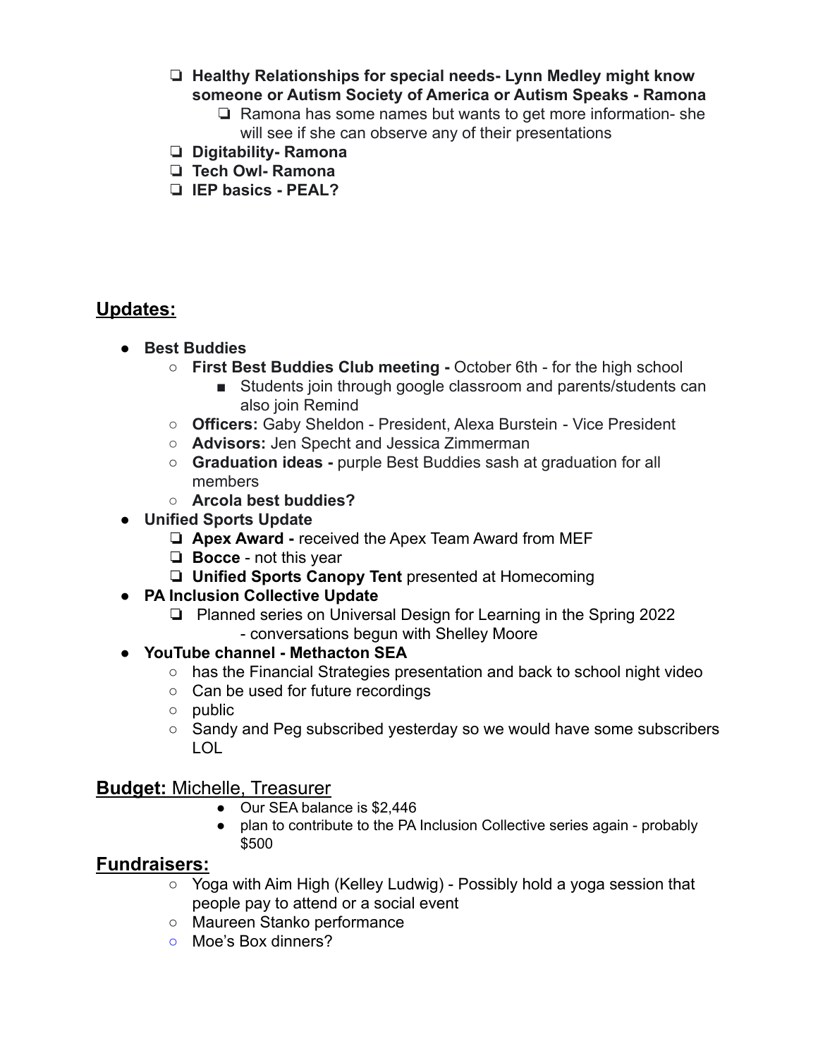- [ ] **Healthy Relationships for special needs- Lynn Medley might know someone or Autism Society of America or Autism Speaks - Ramona**
  - [ ] Ramona has some names but wants to get more information- she will see if she can observe any of their presentations
- [ ] **Digitability- Ramona**
- [ ] **Tech Owl- Ramona**
- [ ] **IEP basics - PEAL?**

## <u>Updates:</u>

- **Best Buddies**
  - **First Best Buddies Club meeting -** October 6th - for the high school
    - Students join through google classroom and parents/students can also join Remind
  - **Officers:** Gaby Sheldon - President, Alexa Burstein - Vice President
  - **Advisors:** Jen Specht and Jessica Zimmerman
  - **Graduation ideas -** purple Best Buddies sash at graduation for all members
  - **Arcola best buddies?**
- **Unified Sports Update**
  - [ ] **Apex Award -** received the Apex Team Award from MEF
  - [ ] **Bocce** - not this year
  - [ ] **Unified Sports Canopy Tent** presented at Homecoming
- **PA Inclusion Collective Update**
  - [ ] Planned series on Universal Design for Learning in the Spring 2022 - conversations begun with Shelley Moore
- **YouTube channel - Methacton SEA**
  - has the Financial Strategies presentation and back to school night video
  - Can be used for future recordings
  - public
  - Sandy and Peg subscribed yesterday so we would have some subscribers LOL

## <u>**Budget:** Michelle, Treasurer</u>

- Our SEA balance is $2,446
- plan to contribute to the PA Inclusion Collective series again - probably $500

## <u>Fundraisers:</u>

- Yoga with Aim High (Kelley Ludwig) - Possibly hold a yoga session that people pay to attend or a social event
- Maureen Stanko performance
- Moe's Box dinners?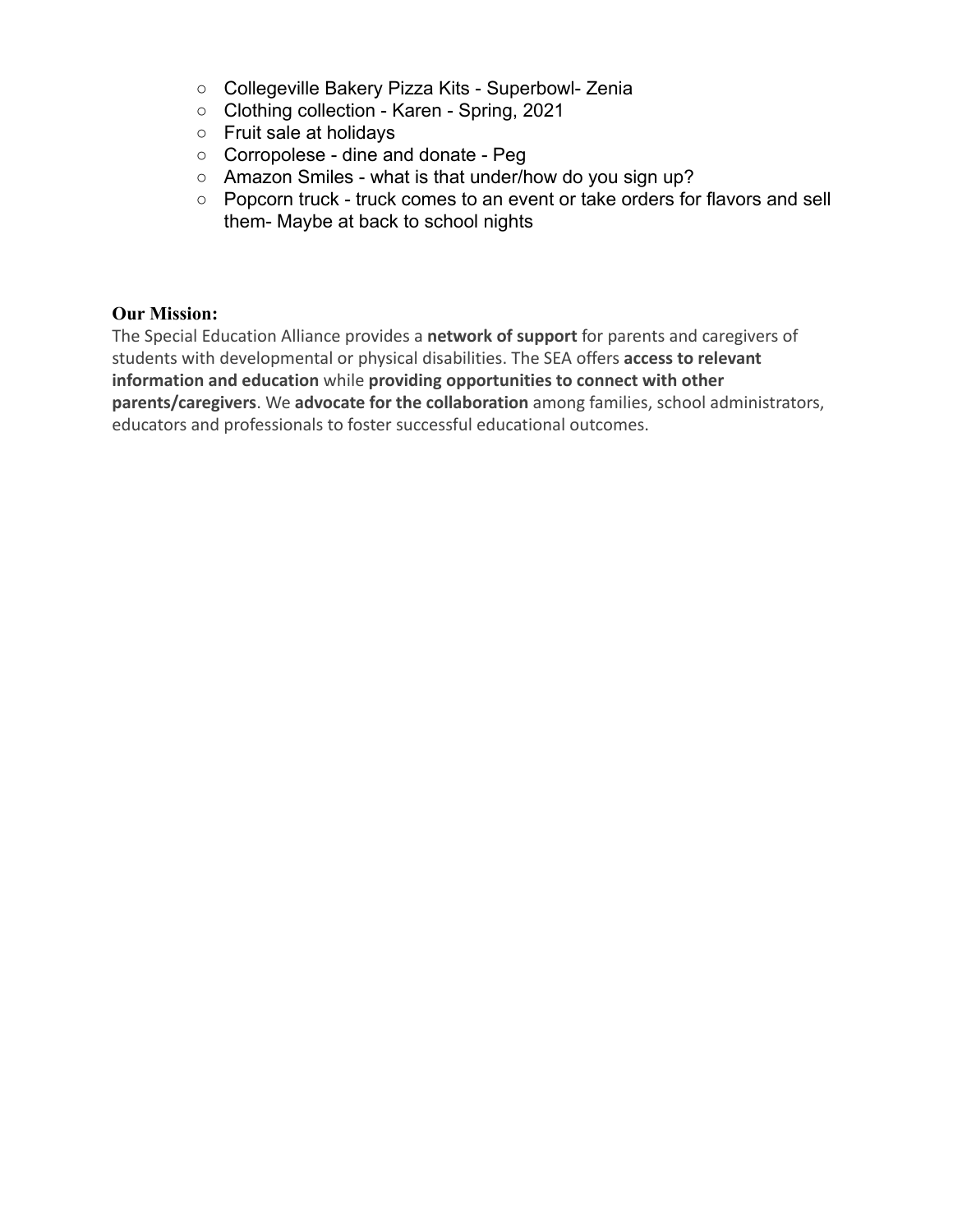- Collegeville Bakery Pizza Kits - Superbowl- Zenia
- Clothing collection - Karen - Spring, 2021
- Fruit sale at holidays
- Corropolese - dine and donate - Peg
- Amazon Smiles - what is that under/how do you sign up?
- Popcorn truck - truck comes to an event or take orders for flavors and sell them- Maybe at back to school nights

**Our Mission:**

The Special Education Alliance provides a **network of support** for parents and caregivers of students with developmental or physical disabilities. The SEA offers **access to relevant information and education** while **providing opportunities to connect with other parents/caregivers**. We **advocate for the collaboration** among families, school administrators, educators and professionals to foster successful educational outcomes.